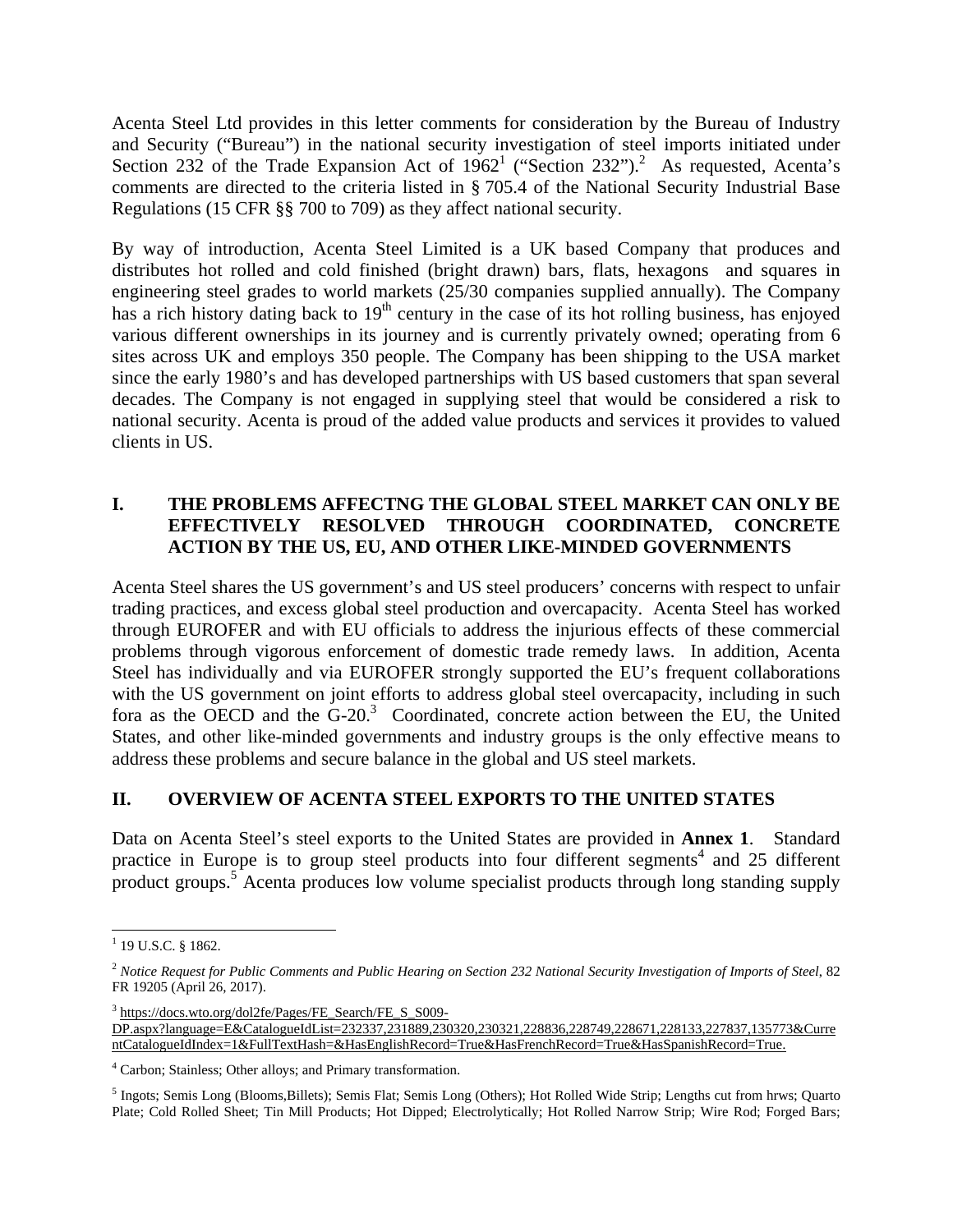Acenta Steel Ltd provides in this letter comments for consideration by the Bureau of Industry and Security ("Bureau") in the national security investigation of steel imports initiated under Section 232 of the Trade Expansion Act of 1962[1] ("Section 232").[2] As requested, Acenta's comments are directed to the criteria listed in § 705.4 of the National Security Industrial Base Regulations (15 CFR §§ 700 to 709) as they affect national security.

By way of introduction, Acenta Steel Limited is a UK based Company that produces and distributes hot rolled and cold finished (bright drawn) bars, flats, hexagons and squares in engineering steel grades to world markets (25/30 companies supplied annually). The Company has a rich history dating back to 19th century in the case of its hot rolling business, has enjoyed various different ownerships in its journey and is currently privately owned; operating from 6 sites across UK and employs 350 people. The Company has been shipping to the USA market since the early 1980's and has developed partnerships with US based customers that span several decades. The Company is not engaged in supplying steel that would be considered a risk to national security. Acenta is proud of the added value products and services it provides to valued clients in US.

## I. THE PROBLEMS AFFECTNG THE GLOBAL STEEL MARKET CAN ONLY BE EFFECTIVELY RESOLVED THROUGH COORDINATED, CONCRETE ACTION BY THE US, EU, AND OTHER LIKE-MINDED GOVERNMENTS

Acenta Steel shares the US government's and US steel producers' concerns with respect to unfair trading practices, and excess global steel production and overcapacity. Acenta Steel has worked through EUROFER and with EU officials to address the injurious effects of these commercial problems through vigorous enforcement of domestic trade remedy laws. In addition, Acenta Steel has individually and via EUROFER strongly supported the EU's frequent collaborations with the US government on joint efforts to address global steel overcapacity, including in such fora as the OECD and the G-20.[3] Coordinated, concrete action between the EU, the United States, and other like-minded governments and industry groups is the only effective means to address these problems and secure balance in the global and US steel markets.

## II. OVERVIEW OF ACENTA STEEL EXPORTS TO THE UNITED STATES

Data on Acenta Steel's steel exports to the United States are provided in **Annex 1**. Standard practice in Europe is to group steel products into four different segments[4] and 25 different product groups.[5] Acenta produces low volume specialist products through long standing supply

---

[1] 19 U.S.C. § 1862.

[2] *Notice Request for Public Comments and Public Hearing on Section 232 National Security Investigation of Imports of Steel*, 82 FR 19205 (April 26, 2017).

[3] https://docs.wto.org/dol2fe/Pages/FE_Search/FE_S_S009-DP.aspx?language=E&CatalogueIdList=232337,231889,230320,230321,228836,228749,228671,228133,227837,135773&CurrentCatalogueIdIndex=1&FullTextHash=&HasEnglishRecord=True&HasFrenchRecord=True&HasSpanishRecord=True.

[4] Carbon; Stainless; Other alloys; and Primary transformation.

[5] Ingots; Semis Long (Blooms,Billets); Semis Flat; Semis Long (Others); Hot Rolled Wide Strip; Lengths cut from hrws; Quarto Plate; Cold Rolled Sheet; Tin Mill Products; Hot Dipped; Electrolytically; Hot Rolled Narrow Strip; Wire Rod; Forged Bars;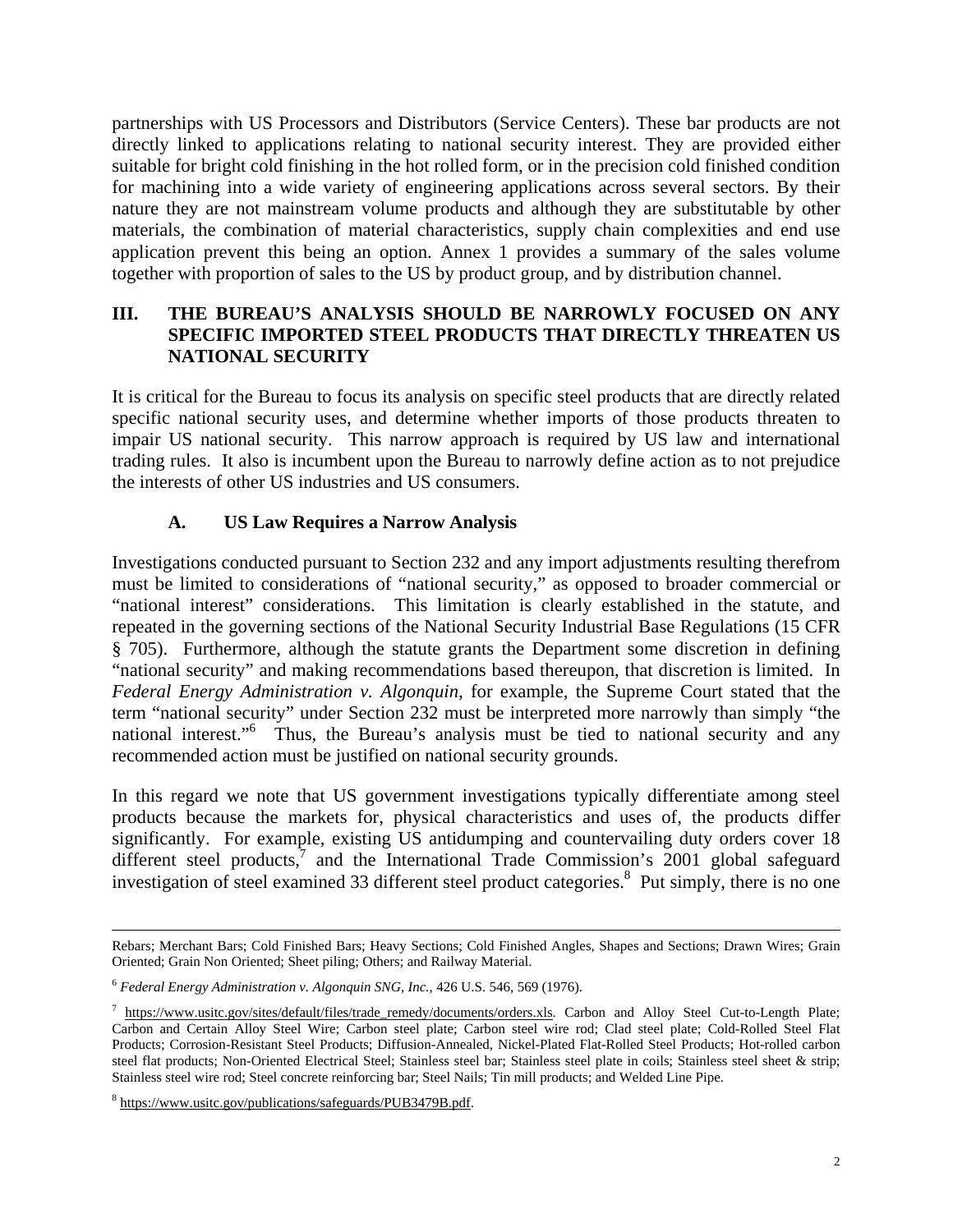partnerships with US Processors and Distributors (Service Centers). These bar products are not directly linked to applications relating to national security interest. They are provided either suitable for bright cold finishing in the hot rolled form, or in the precision cold finished condition for machining into a wide variety of engineering applications across several sectors. By their nature they are not mainstream volume products and although they are substitutable by other materials, the combination of material characteristics, supply chain complexities and end use application prevent this being an option. Annex 1 provides a summary of the sales volume together with proportion of sales to the US by product group, and by distribution channel.

## III. THE BUREAU'S ANALYSIS SHOULD BE NARROWLY FOCUSED ON ANY SPECIFIC IMPORTED STEEL PRODUCTS THAT DIRECTLY THREATEN US NATIONAL SECURITY

It is critical for the Bureau to focus its analysis on specific steel products that are directly related specific national security uses, and determine whether imports of those products threaten to impair US national security. This narrow approach is required by US law and international trading rules. It also is incumbent upon the Bureau to narrowly define action as to not prejudice the interests of other US industries and US consumers.

### A. US Law Requires a Narrow Analysis

Investigations conducted pursuant to Section 232 and any import adjustments resulting therefrom must be limited to considerations of "national security," as opposed to broader commercial or "national interest" considerations. This limitation is clearly established in the statute, and repeated in the governing sections of the National Security Industrial Base Regulations (15 CFR § 705). Furthermore, although the statute grants the Department some discretion in defining "national security" and making recommendations based thereupon, that discretion is limited. In *Federal Energy Administration v. Algonquin*, for example, the Supreme Court stated that the term "national security" under Section 232 must be interpreted more narrowly than simply "the national interest."[6] Thus, the Bureau's analysis must be tied to national security and any recommended action must be justified on national security grounds.

In this regard we note that US government investigations typically differentiate among steel products because the markets for, physical characteristics and uses of, the products differ significantly. For example, existing US antidumping and countervailing duty orders cover 18 different steel products,[7] and the International Trade Commission's 2001 global safeguard investigation of steel examined 33 different steel product categories.[8] Put simply, there is no one

---

Rebars; Merchant Bars; Cold Finished Bars; Heavy Sections; Cold Finished Angles, Shapes and Sections; Drawn Wires; Grain Oriented; Grain Non Oriented; Sheet piling; Others; and Railway Material.

[6] *Federal Energy Administration v. Algonquin SNG, Inc.,* 426 U.S. 546, 569 (1976).

[7] https://www.usitc.gov/sites/default/files/trade_remedy/documents/orders.xls. Carbon and Alloy Steel Cut-to-Length Plate; Carbon and Certain Alloy Steel Wire; Carbon steel plate; Carbon steel wire rod; Clad steel plate; Cold-Rolled Steel Flat Products; Corrosion-Resistant Steel Products; Diffusion-Annealed, Nickel-Plated Flat-Rolled Steel Products; Hot-rolled carbon steel flat products; Non-Oriented Electrical Steel; Stainless steel bar; Stainless steel plate in coils; Stainless steel sheet & strip; Stainless steel wire rod; Steel concrete reinforcing bar; Steel Nails; Tin mill products; and Welded Line Pipe.

[8] https://www.usitc.gov/publications/safeguards/PUB3479B.pdf.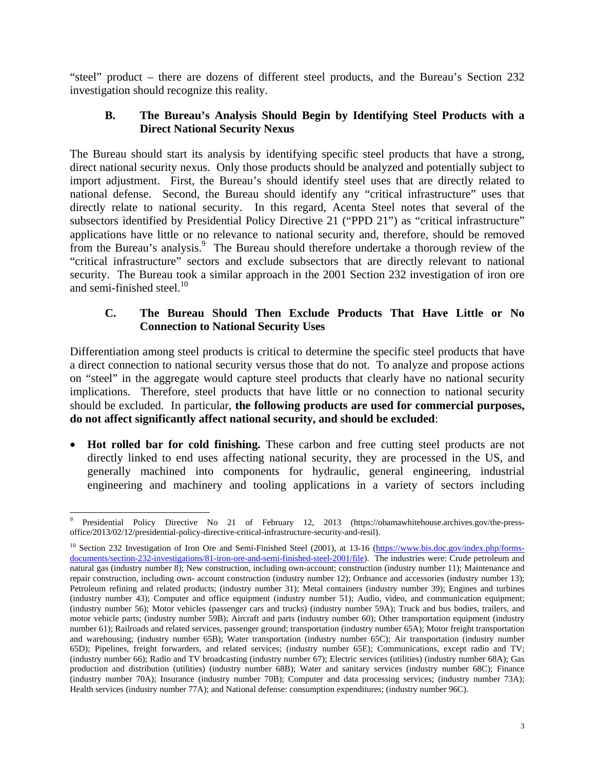"steel" product – there are dozens of different steel products, and the Bureau's Section 232 investigation should recognize this reality.

### B. The Bureau's Analysis Should Begin by Identifying Steel Products with a Direct National Security Nexus

The Bureau should start its analysis by identifying specific steel products that have a strong, direct national security nexus. Only those products should be analyzed and potentially subject to import adjustment. First, the Bureau's should identify steel uses that are directly related to national defense. Second, the Bureau should identify any "critical infrastructure" uses that directly relate to national security. In this regard, Acenta Steel notes that several of the subsectors identified by Presidential Policy Directive 21 ("PPD 21") as "critical infrastructure" applications have little or no relevance to national security and, therefore, should be removed from the Bureau's analysis.[9] The Bureau should therefore undertake a thorough review of the "critical infrastructure" sectors and exclude subsectors that are directly relevant to national security. The Bureau took a similar approach in the 2001 Section 232 investigation of iron ore and semi-finished steel.[10]

### C. The Bureau Should Then Exclude Products That Have Little or No Connection to National Security Uses

Differentiation among steel products is critical to determine the specific steel products that have a direct connection to national security versus those that do not. To analyze and propose actions on "steel" in the aggregate would capture steel products that clearly have no national security implications. Therefore, steel products that have little or no connection to national security should be excluded. In particular, **the following products are used for commercial purposes, do not affect significantly affect national security, and should be excluded**:

- **Hot rolled bar for cold finishing.** These carbon and free cutting steel products are not directly linked to end uses affecting national security, they are processed in the US, and generally machined into components for hydraulic, general engineering, industrial engineering and machinery and tooling applications in a variety of sectors including

---

[9] Presidential Policy Directive No 21 of February 12, 2013 (https://obamawhitehouse.archives.gov/the-press-office/2013/02/12/presidential-policy-directive-critical-infrastructure-security-and-resil).

[10] Section 232 Investigation of Iron Ore and Semi-Finished Steel (2001), at 13-16 (https://www.bis.doc.gov/index.php/forms-documents/section-232-investigations/81-iron-ore-and-semi-finished-steel-2001/file). The industries were: Crude petroleum and natural gas (industry number 8); New construction, including own-account; construction (industry number 11); Maintenance and repair construction, including own- account construction (industry number 12); Ordnance and accessories (industry number 13); Petroleum refining and related products; (industry number 31); Metal containers (industry number 39); Engines and turbines (industry number 43); Computer and office equipment (industry number 51); Audio, video, and communication equipment; (industry number 56); Motor vehicles (passenger cars and trucks) (industry number 59A); Truck and bus bodies, trailers, and motor vehicle parts; (industry number 59B); Aircraft and parts (industry number 60); Other transportation equipment (industry number 61); Railroads and related services, passenger ground; transportation (industry number 65A); Motor freight transportation and warehousing; (industry number 65B); Water transportation (industry number 65C); Air transportation (industry number 65D); Pipelines, freight forwarders, and related services; (industry number 65E); Communications, except radio and TV; (industry number 66); Radio and TV broadcasting (industry number 67); Electric services (utilities) (industry number 68A); Gas production and distribution (utilities) (industry number 68B); Water and sanitary services (industry number 68C); Finance (industry number 70A); Insurance (industry number 70B); Computer and data processing services; (industry number 73A); Health services (industry number 77A); and National defense: consumption expenditures; (industry number 96C).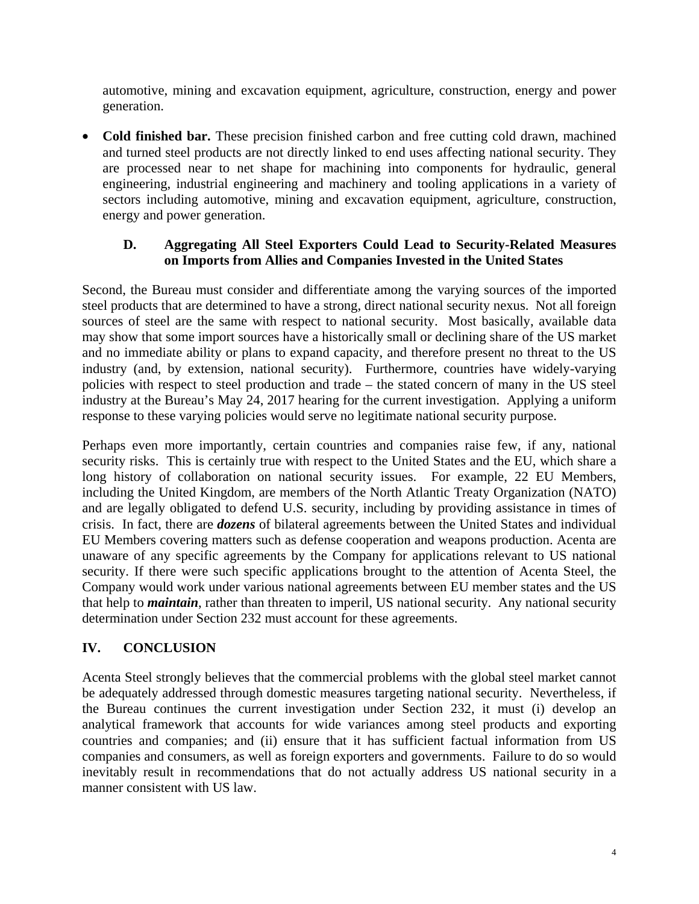automotive, mining and excavation equipment, agriculture, construction, energy and power generation.

- **Cold finished bar.** These precision finished carbon and free cutting cold drawn, machined and turned steel products are not directly linked to end uses affecting national security. They are processed near to net shape for machining into components for hydraulic, general engineering, industrial engineering and machinery and tooling applications in a variety of sectors including automotive, mining and excavation equipment, agriculture, construction, energy and power generation.

### D. Aggregating All Steel Exporters Could Lead to Security-Related Measures on Imports from Allies and Companies Invested in the United States

Second, the Bureau must consider and differentiate among the varying sources of the imported steel products that are determined to have a strong, direct national security nexus. Not all foreign sources of steel are the same with respect to national security. Most basically, available data may show that some import sources have a historically small or declining share of the US market and no immediate ability or plans to expand capacity, and therefore present no threat to the US industry (and, by extension, national security). Furthermore, countries have widely-varying policies with respect to steel production and trade – the stated concern of many in the US steel industry at the Bureau's May 24, 2017 hearing for the current investigation. Applying a uniform response to these varying policies would serve no legitimate national security purpose.

Perhaps even more importantly, certain countries and companies raise few, if any, national security risks. This is certainly true with respect to the United States and the EU, which share a long history of collaboration on national security issues. For example, 22 EU Members, including the United Kingdom, are members of the North Atlantic Treaty Organization (NATO) and are legally obligated to defend U.S. security, including by providing assistance in times of crisis. In fact, there are ***dozens*** of bilateral agreements between the United States and individual EU Members covering matters such as defense cooperation and weapons production. Acenta are unaware of any specific agreements by the Company for applications relevant to US national security. If there were such specific applications brought to the attention of Acenta Steel, the Company would work under various national agreements between EU member states and the US that help to ***maintain***, rather than threaten to imperil, US national security. Any national security determination under Section 232 must account for these agreements.

## IV. CONCLUSION

Acenta Steel strongly believes that the commercial problems with the global steel market cannot be adequately addressed through domestic measures targeting national security. Nevertheless, if the Bureau continues the current investigation under Section 232, it must (i) develop an analytical framework that accounts for wide variances among steel products and exporting countries and companies; and (ii) ensure that it has sufficient factual information from US companies and consumers, as well as foreign exporters and governments. Failure to do so would inevitably result in recommendations that do not actually address US national security in a manner consistent with US law.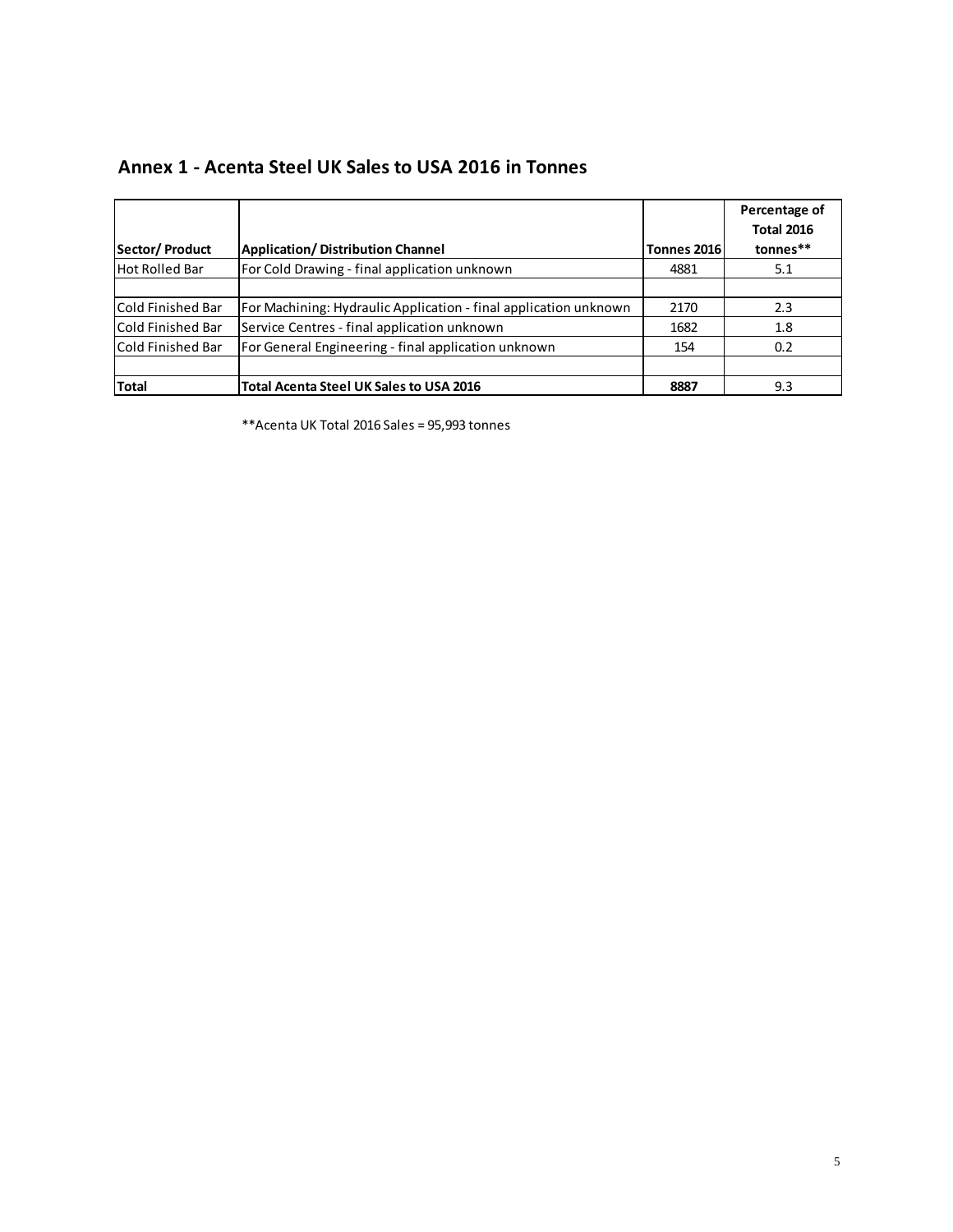## Annex 1 - Acenta Steel UK Sales to USA 2016 in Tonnes

| Sector/ Product | Application/ Distribution Channel | Tonnes 2016 | Percentage of Total 2016 tonnes** |
|---|---|---|---|
| Hot Rolled Bar | For Cold Drawing - final application unknown | 4881 | 5.1 |
| | | | |
| Cold Finished Bar | For Machining: Hydraulic Application - final application unknown | 2170 | 2.3 |
| Cold Finished Bar | Service Centres - final application unknown | 1682 | 1.8 |
| Cold Finished Bar | For General Engineering - final application unknown | 154 | 0.2 |
| | | | |
| **Total** | **Total Acenta Steel UK Sales to USA 2016** | **8887** | 9.3 |

**Acenta UK Total 2016 Sales = 95,993 tonnes